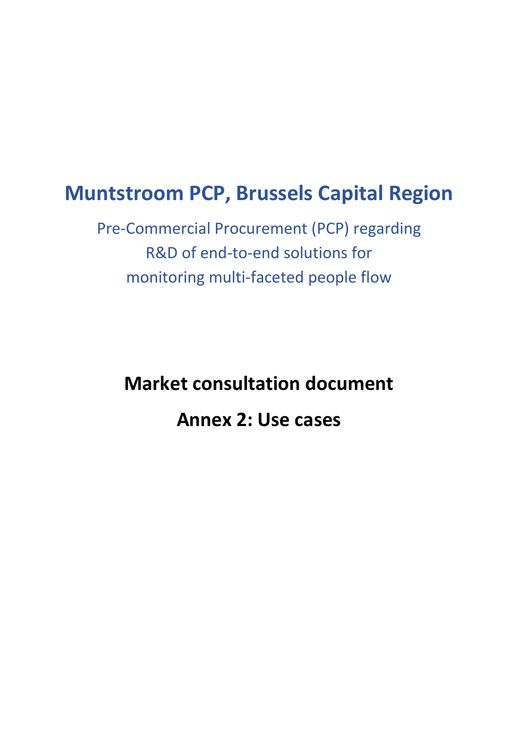# Muntstroom PCP, Brussels Capital Region

Pre-Commercial Procurement (PCP) regarding
R&D of end-to-end solutions for
monitoring multi-faceted people flow

## Market consultation document

## Annex 2: Use cases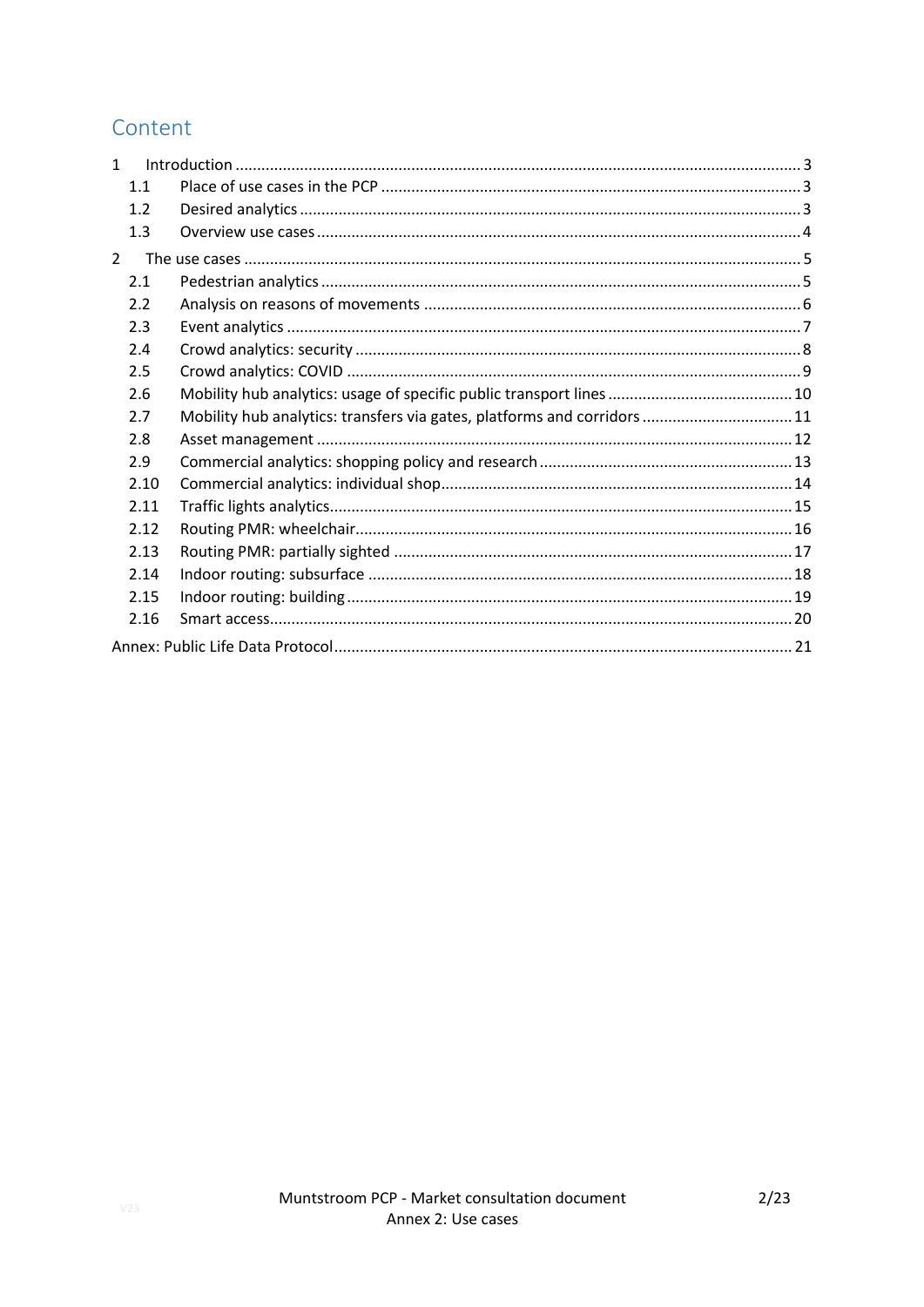# Content

- 1 Introduction ..... 3
  - 1.1 Place of use cases in the PCP ..... 3
  - 1.2 Desired analytics ..... 3
  - 1.3 Overview use cases ..... 4
- 2 The use cases ..... 5
  - 2.1 Pedestrian analytics ..... 5
  - 2.2 Analysis on reasons of movements ..... 6
  - 2.3 Event analytics ..... 7
  - 2.4 Crowd analytics: security ..... 8
  - 2.5 Crowd analytics: COVID ..... 9
  - 2.6 Mobility hub analytics: usage of specific public transport lines ..... 10
  - 2.7 Mobility hub analytics: transfers via gates, platforms and corridors ..... 11
  - 2.8 Asset management ..... 12
  - 2.9 Commercial analytics: shopping policy and research ..... 13
  - 2.10 Commercial analytics: individual shop ..... 14
  - 2.11 Traffic lights analytics ..... 15
  - 2.12 Routing PMR: wheelchair ..... 16
  - 2.13 Routing PMR: partially sighted ..... 17
  - 2.14 Indoor routing: subsurface ..... 18
  - 2.15 Indoor routing: building ..... 19
  - 2.16 Smart access ..... 20
- Annex: Public Life Data Protocol ..... 21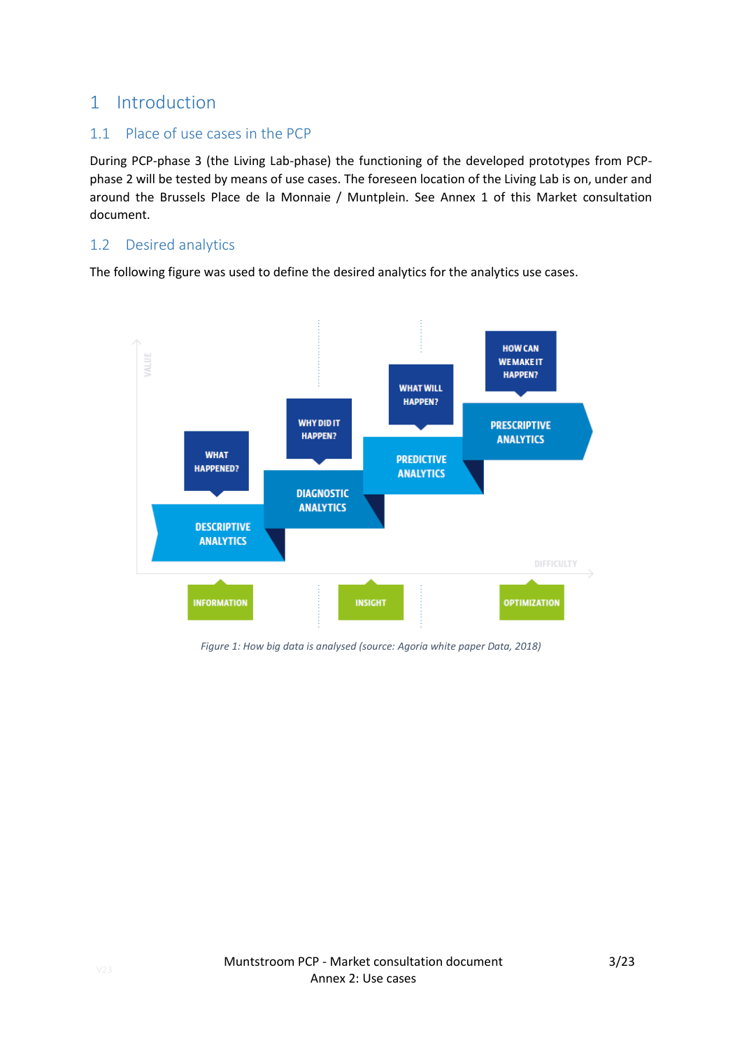# 1 Introduction

## 1.1 Place of use cases in the PCP

During PCP-phase 3 (the Living Lab-phase) the functioning of the developed prototypes from PCP-phase 2 will be tested by means of use cases. The foreseen location of the Living Lab is on, under and around the Brussels Place de la Monnaie / Muntplein. See Annex 1 of this Market consultation document.

## 1.2 Desired analytics

The following figure was used to define the desired analytics for the analytics use cases.

*Figure 1: How big data is analysed (source: Agoria white paper Data, 2018)*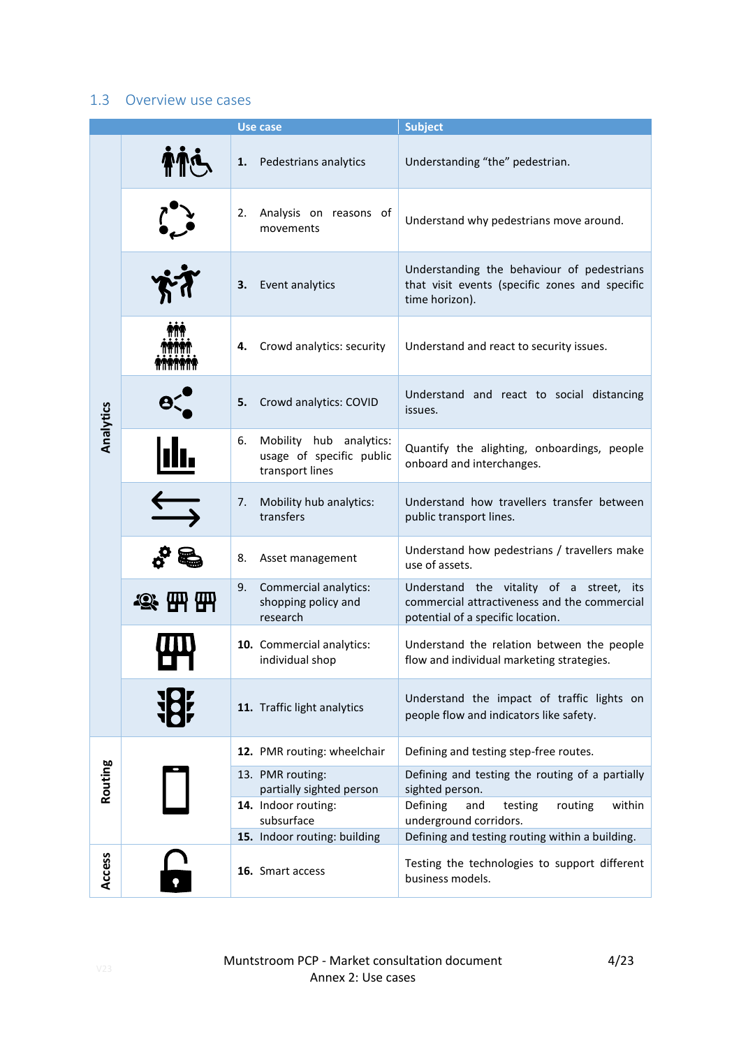## 1.3 Overview use cases

| | Use case | Subject |
|---|---|---|
| Analytics | **1.** Pedestrians analytics | Understanding "the" pedestrian. |
| | 2. Analysis on reasons of movements | Understand why pedestrians move around. |
| | **3.** Event analytics | Understanding the behaviour of pedestrians that visit events (specific zones and specific time horizon). |
| | **4.** Crowd analytics: security | Understand and react to security issues. |
| | **5.** Crowd analytics: COVID | Understand and react to social distancing issues. |
| | 6. Mobility hub analytics: usage of specific public transport lines | Quantify the alighting, onboardings, people onboard and interchanges. |
| | 7. Mobility hub analytics: transfers | Understand how travellers transfer between public transport lines. |
| | 8. Asset management | Understand how pedestrians / travellers make use of assets. |
| | 9. Commercial analytics: shopping policy and research | Understand the vitality of a street, its commercial attractiveness and the commercial potential of a specific location. |
| | **10.** Commercial analytics: individual shop | Understand the relation between the people flow and individual marketing strategies. |
| | **11.** Traffic light analytics | Understand the impact of traffic lights on people flow and indicators like safety. |
| Routing | **12.** PMR routing: wheelchair | Defining and testing step-free routes. |
| | 13. PMR routing: partially sighted person | Defining and testing the routing of a partially sighted person. |
| | **14.** Indoor routing: subsurface | Defining and testing routing within underground corridors. |
| | **15.** Indoor routing: building | Defining and testing routing within a building. |
| Access | **16.** Smart access | Testing the technologies to support different business models. |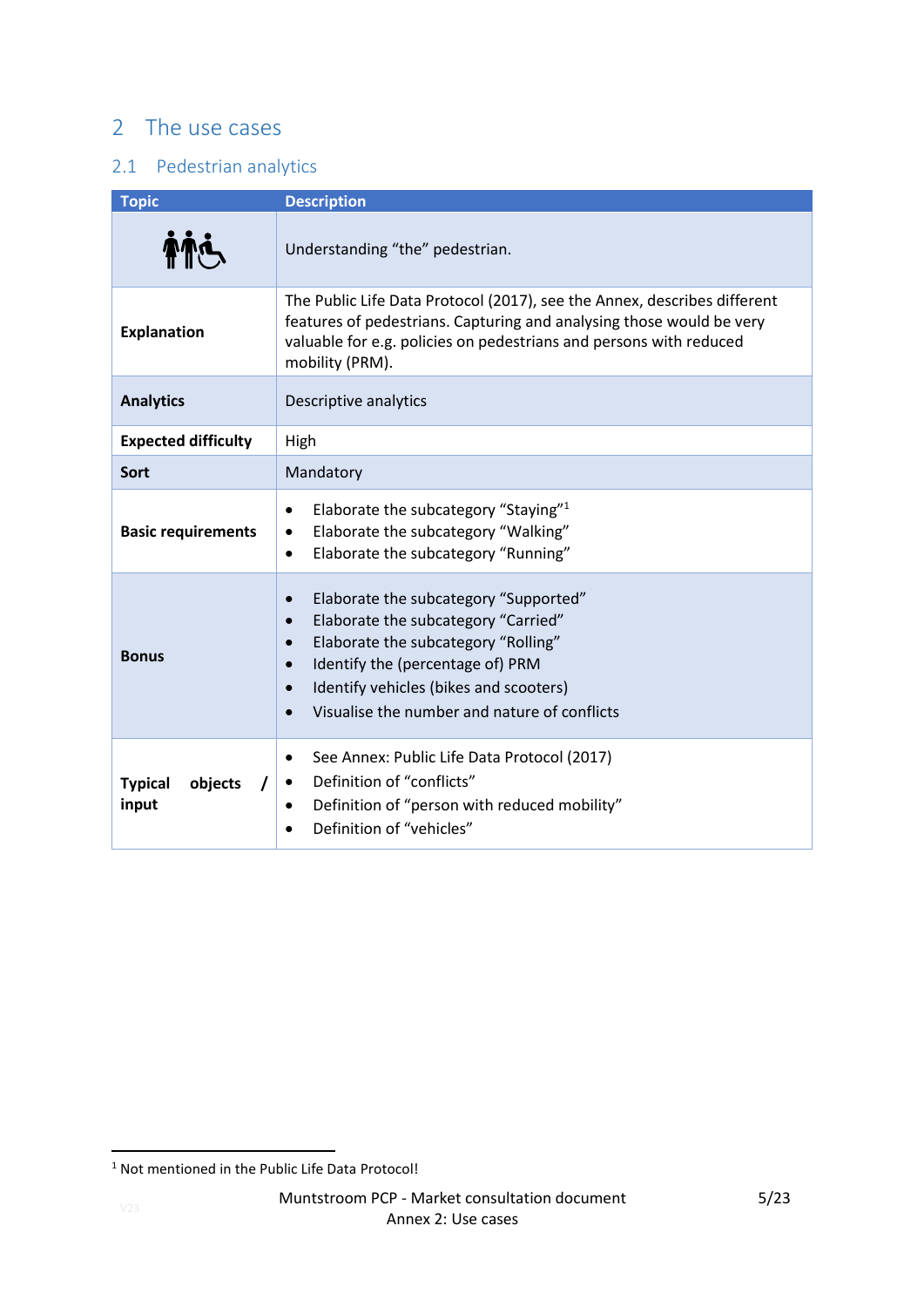# 2 The use cases

## 2.1 Pedestrian analytics

| Topic | Description |
| --- | --- |
| | Understanding "the" pedestrian. |
| **Explanation** | The Public Life Data Protocol (2017), see the Annex, describes different features of pedestrians. Capturing and analysing those would be very valuable for e.g. policies on pedestrians and persons with reduced mobility (PRM). |
| **Analytics** | Descriptive analytics |
| **Expected difficulty** | High |
| **Sort** | Mandatory |
| **Basic requirements** | • Elaborate the subcategory "Staying"[1]<br>• Elaborate the subcategory "Walking"<br>• Elaborate the subcategory "Running" |
| **Bonus** | • Elaborate the subcategory "Supported"<br>• Elaborate the subcategory "Carried"<br>• Elaborate the subcategory "Rolling"<br>• Identify the (percentage of) PRM<br>• Identify vehicles (bikes and scooters)<br>• Visualise the number and nature of conflicts |
| **Typical objects / input** | • See Annex: Public Life Data Protocol (2017)<br>• Definition of "conflicts"<br>• Definition of "person with reduced mobility"<br>• Definition of "vehicles" |

[1] Not mentioned in the Public Life Data Protocol!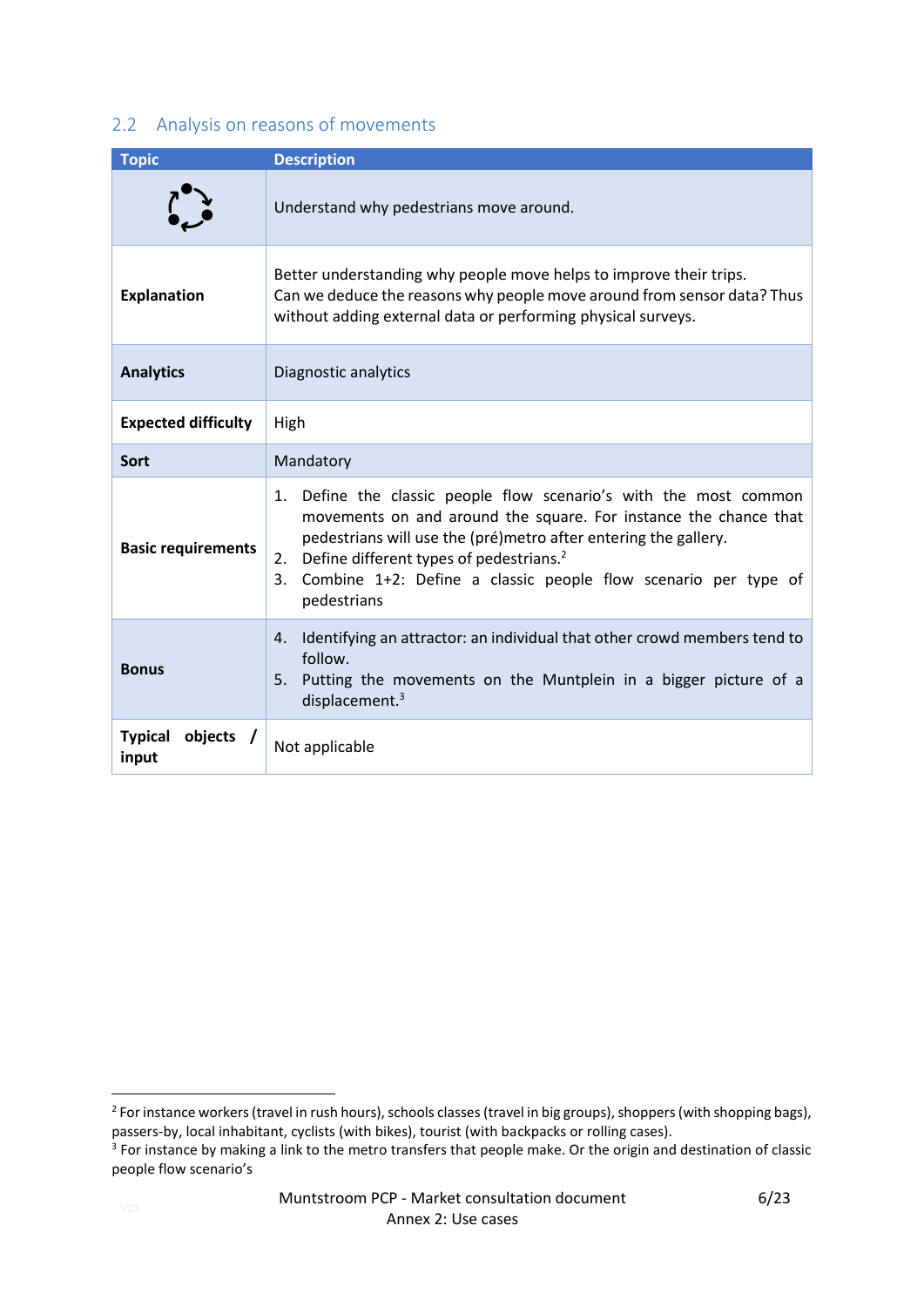## 2.2 Analysis on reasons of movements

| Topic | Description |
|---|---|
| | Understand why pedestrians move around. |
| **Explanation** | Better understanding why people move helps to improve their trips.<br>Can we deduce the reasons why people move around from sensor data? Thus without adding external data or performing physical surveys. |
| **Analytics** | Diagnostic analytics |
| **Expected difficulty** | High |
| **Sort** | Mandatory |
| **Basic requirements** | 1. Define the classic people flow scenario's with the most common movements on and around the square. For instance the chance that pedestrians will use the (pré)metro after entering the gallery.<br>2. Define different types of pedestrians.[2]<br>3. Combine 1+2: Define a classic people flow scenario per type of pedestrians |
| **Bonus** | 4. Identifying an attractor: an individual that other crowd members tend to follow.<br>5. Putting the movements on the Muntplein in a bigger picture of a displacement.[3] |
| **Typical objects / input** | Not applicable |

[2] For instance workers (travel in rush hours), schools classes (travel in big groups), shoppers (with shopping bags), passers-by, local inhabitant, cyclists (with bikes), tourist (with backpacks or rolling cases).

[3] For instance by making a link to the metro transfers that people make. Or the origin and destination of classic people flow scenario's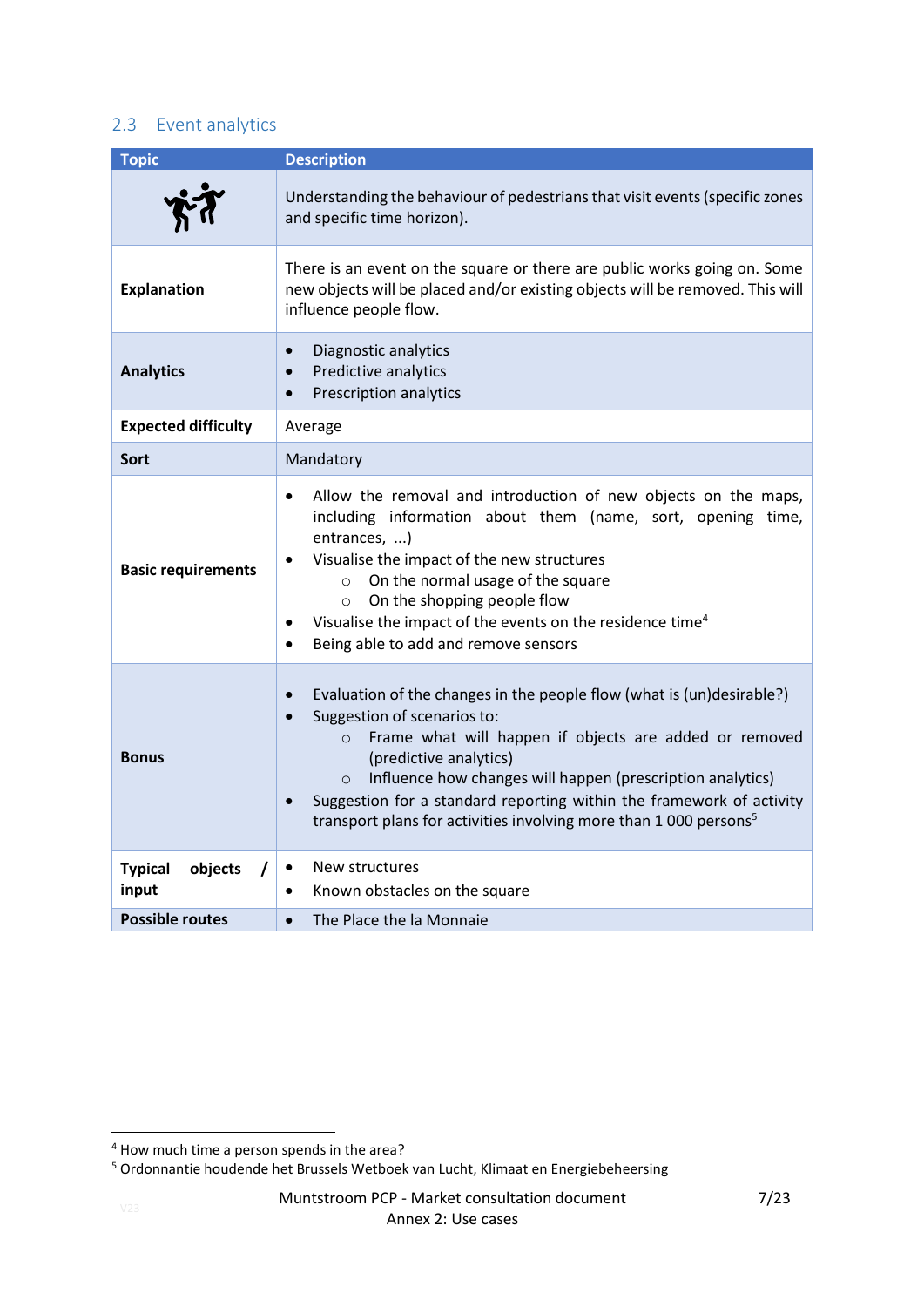## 2.3 Event analytics

| Topic | Description |
|---|---|
| | Understanding the behaviour of pedestrians that visit events (specific zones and specific time horizon). |
| **Explanation** | There is an event on the square or there are public works going on. Some new objects will be placed and/or existing objects will be removed. This will influence people flow. |
| **Analytics** | • Diagnostic analytics<br>• Predictive analytics<br>• Prescription analytics |
| **Expected difficulty** | Average |
| **Sort** | Mandatory |
| **Basic requirements** | • Allow the removal and introduction of new objects on the maps, including information about them (name, sort, opening time, entrances, ...)<br>• Visualise the impact of the new structures<br>  ○ On the normal usage of the square<br>  ○ On the shopping people flow<br>• Visualise the impact of the events on the residence time[4]<br>• Being able to add and remove sensors |
| **Bonus** | • Evaluation of the changes in the people flow (what is (un)desirable?)<br>• Suggestion of scenarios to:<br>  ○ Frame what will happen if objects are added or removed (predictive analytics)<br>  ○ Influence how changes will happen (prescription analytics)<br>• Suggestion for a standard reporting within the framework of activity transport plans for activities involving more than 1 000 persons[5] |
| **Typical objects / input** | • New structures<br>• Known obstacles on the square |
| **Possible routes** | • The Place the la Monnaie |

[4] How much time a person spends in the area?

[5] Ordonnantie houdende het Brussels Wetboek van Lucht, Klimaat en Energiebeheersing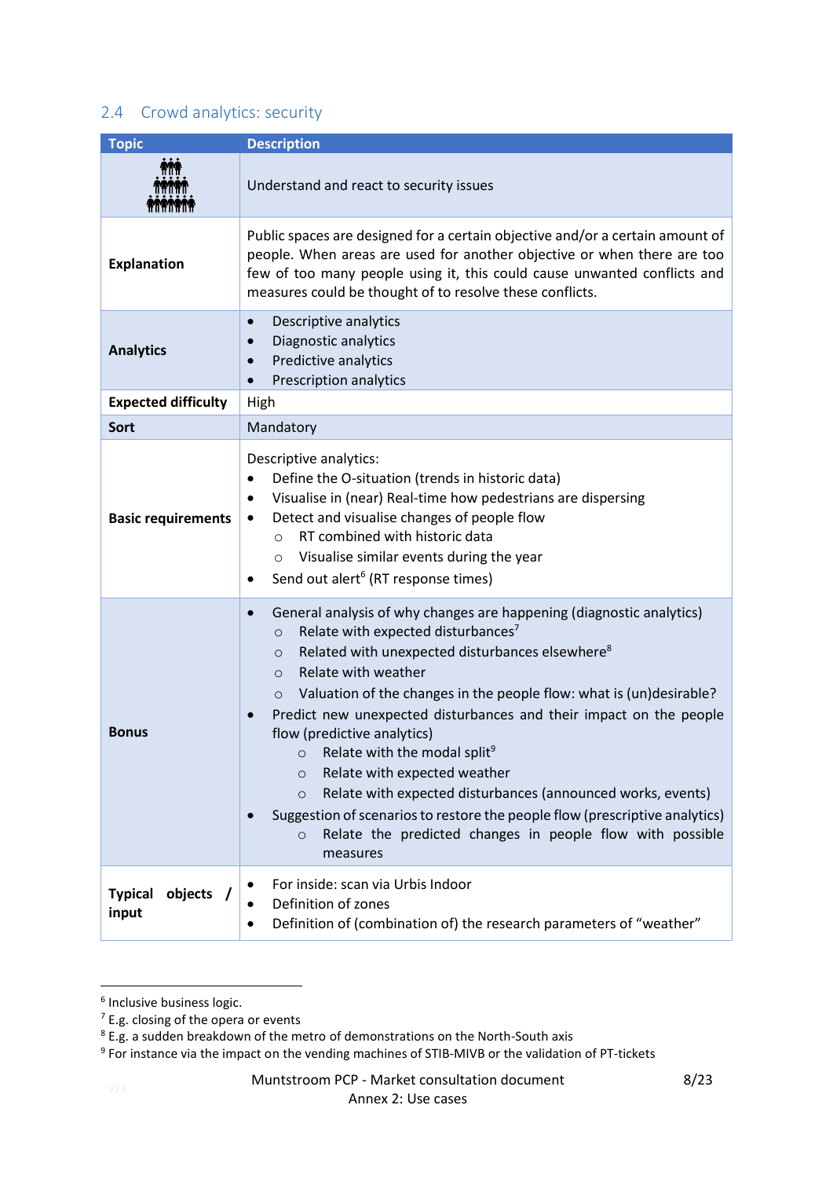## 2.4 Crowd analytics: security

| Topic | Description |
|---|---|
| | Understand and react to security issues |
| **Explanation** | Public spaces are designed for a certain objective and/or a certain amount of people. When areas are used for another objective or when there are too few of too many people using it, this could cause unwanted conflicts and measures could be thought of to resolve these conflicts. |
| **Analytics** | • Descriptive analytics<br>• Diagnostic analytics<br>• Predictive analytics<br>• Prescription analytics |
| **Expected difficulty** | High |
| **Sort** | Mandatory |
| **Basic requirements** | Descriptive analytics:<br>• Define the O-situation (trends in historic data)<br>• Visualise in (near) Real-time how pedestrians are dispersing<br>• Detect and visualise changes of people flow<br>  ○ RT combined with historic data<br>  ○ Visualise similar events during the year<br>• Send out alert[6] (RT response times) |
| **Bonus** | • General analysis of why changes are happening (diagnostic analytics)<br>  ○ Relate with expected disturbances[7]<br>  ○ Related with unexpected disturbances elsewhere[8]<br>  ○ Relate with weather<br>  ○ Valuation of the changes in the people flow: what is (un)desirable?<br>• Predict new unexpected disturbances and their impact on the people flow (predictive analytics)<br>  ○ Relate with the modal split[9]<br>  ○ Relate with expected weather<br>  ○ Relate with expected disturbances (announced works, events)<br>• Suggestion of scenarios to restore the people flow (prescriptive analytics)<br>  ○ Relate the predicted changes in people flow with possible measures |
| **Typical objects / input** | • For inside: scan via Urbis Indoor<br>• Definition of zones<br>• Definition of (combination of) the research parameters of "weather" |

[6] Inclusive business logic.
[7] E.g. closing of the opera or events
[8] E.g. a sudden breakdown of the metro of demonstrations on the North-South axis
[9] For instance via the impact on the vending machines of STIB-MIVB or the validation of PT-tickets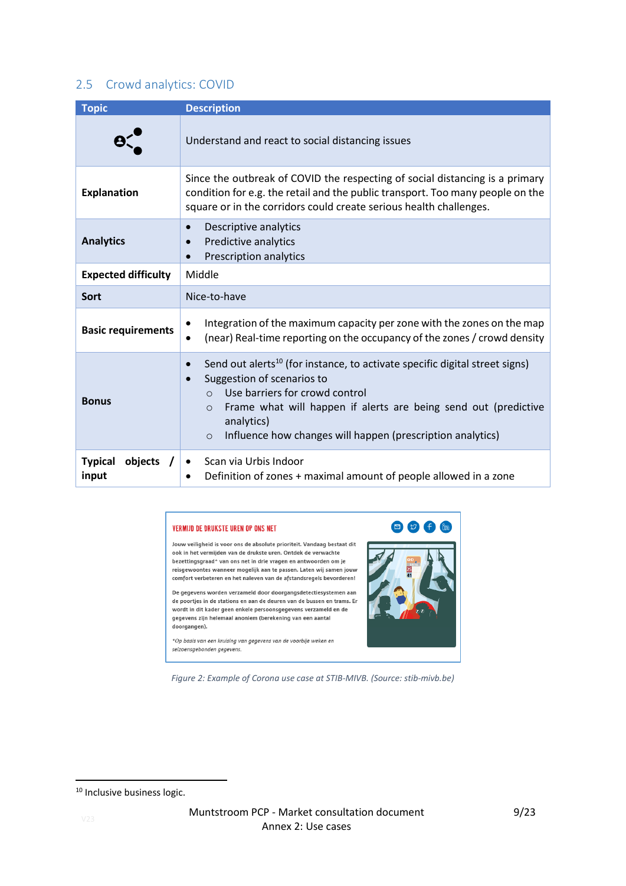## 2.5 Crowd analytics: COVID

| Topic | Description |
|---|---|
| | Understand and react to social distancing issues |
| **Explanation** | Since the outbreak of COVID the respecting of social distancing is a primary condition for e.g. the retail and the public transport. Too many people on the square or in the corridors could create serious health challenges. |
| **Analytics** | • Descriptive analytics<br>• Predictive analytics<br>• Prescription analytics |
| **Expected difficulty** | Middle |
| **Sort** | Nice-to-have |
| **Basic requirements** | • Integration of the maximum capacity per zone with the zones on the map<br>• (near) Real-time reporting on the occupancy of the zones / crowd density |
| **Bonus** | • Send out alerts[10] (for instance, to activate specific digital street signs)<br>• Suggestion of scenarios to<br>  ○ Use barriers for crowd control<br>  ○ Frame what will happen if alerts are being send out (predictive analytics)<br>  ○ Influence how changes will happen (prescription analytics) |
| **Typical objects / input** | • Scan via Urbis Indoor<br>• Definition of zones + maximal amount of people allowed in a zone |

VERMIJD DE DRUKSTE UREN OP ONS NET

Jouw veiligheid is voor ons de absolute prioriteit. Vandaag bestaat dit ook in het vermijden van de drukste uren. Ontdek de verwachte bezettingsgraad* van ons net in drie vragen en antwoorden om je reisgewoontes wanneer mogelijk aan te passen. Laten wij samen jouw comfort verbeteren en het naleven van de afstandsregels bevorderen!

De gegevens worden verzameld door doorgangsdetectiesystemen aan de poortjes in de stations en aan de deuren van de bussen en trams. Er wordt in dit kader geen enkele persoonsgegevens verzameld en de gegevens zijn helemaal anoniem (berekening van een aantal doorgangen).

*Op basis van een kruising van gegevens van de voorbije weken en seizoensgebonden gegevens.

*Figure 2: Example of Corona use case at STIB-MIVB. (Source: stib-mivb.be)*

[10] Inclusive business logic.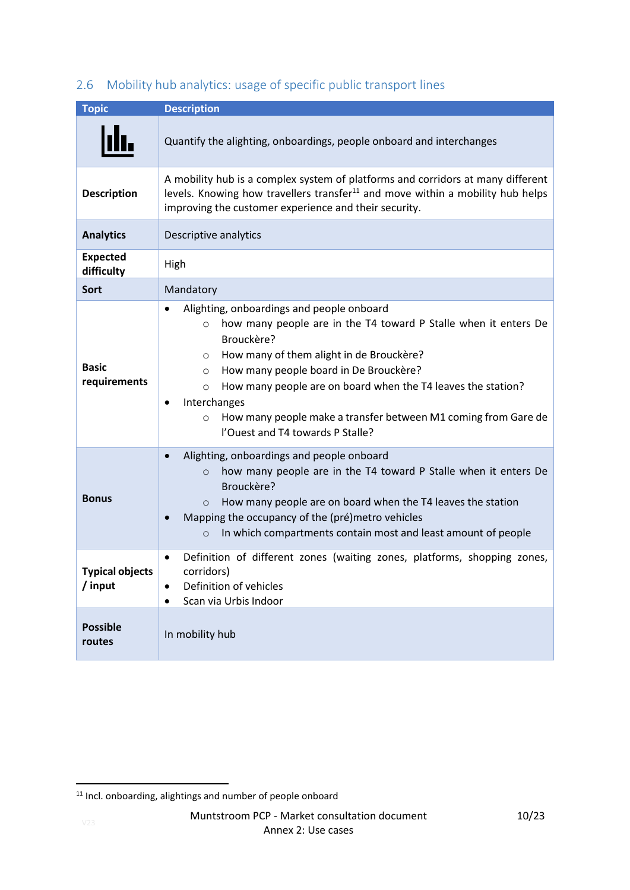## 2.6 Mobility hub analytics: usage of specific public transport lines

| Topic | Description |
|---|---|
| | Quantify the alighting, onboardings, people onboard and interchanges |
| **Description** | A mobility hub is a complex system of platforms and corridors at many different levels. Knowing how travellers transfer[11] and move within a mobility hub helps improving the customer experience and their security. |
| **Analytics** | Descriptive analytics |
| **Expected difficulty** | High |
| **Sort** | Mandatory |
| **Basic requirements** | • Alighting, onboardings and people onboard<br>&nbsp;&nbsp;○ how many people are in the T4 toward P Stalle when it enters De Brouckère?<br>&nbsp;&nbsp;○ How many of them alight in de Brouckère?<br>&nbsp;&nbsp;○ How many people board in De Brouckère?<br>&nbsp;&nbsp;○ How many people are on board when the T4 leaves the station?<br>• Interchanges<br>&nbsp;&nbsp;○ How many people make a transfer between M1 coming from Gare de l'Ouest and T4 towards P Stalle? |
| **Bonus** | • Alighting, onboardings and people onboard<br>&nbsp;&nbsp;○ how many people are in the T4 toward P Stalle when it enters De Brouckère?<br>&nbsp;&nbsp;○ How many people are on board when the T4 leaves the station<br>• Mapping the occupancy of the (pré)metro vehicles<br>&nbsp;&nbsp;○ In which compartments contain most and least amount of people |
| **Typical objects / input** | • Definition of different zones (waiting zones, platforms, shopping zones, corridors)<br>• Definition of vehicles<br>• Scan via Urbis Indoor |
| **Possible routes** | In mobility hub |

[11] Incl. onboarding, alightings and number of people onboard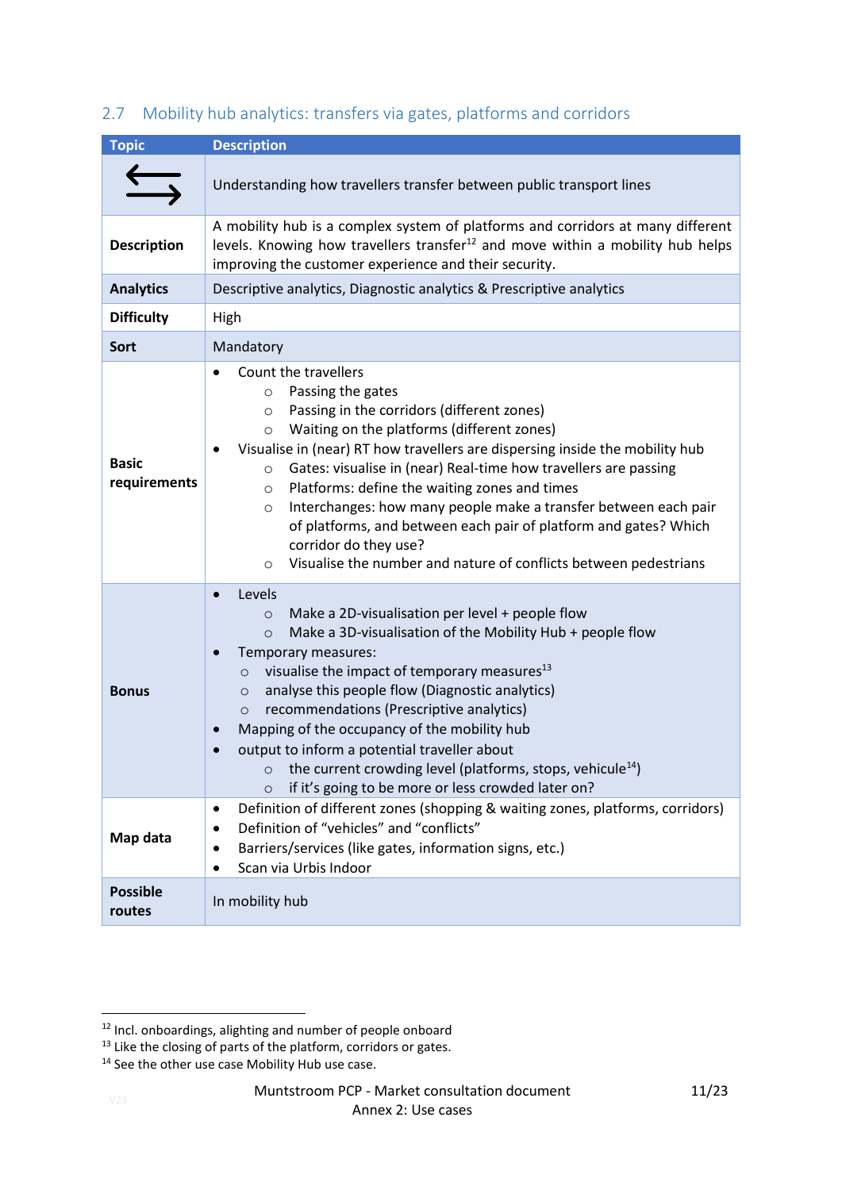## 2.7 Mobility hub analytics: transfers via gates, platforms and corridors

| Topic | Description |
|---|---|
| ⇆ | Understanding how travellers transfer between public transport lines |
| **Description** | A mobility hub is a complex system of platforms and corridors at many different levels. Knowing how travellers transfer[12] and move within a mobility hub helps improving the customer experience and their security. |
| **Analytics** | Descriptive analytics, Diagnostic analytics & Prescriptive analytics |
| **Difficulty** | High |
| **Sort** | Mandatory |
| **Basic requirements** | • Count the travellers<br>  ○ Passing the gates<br>  ○ Passing in the corridors (different zones)<br>  ○ Waiting on the platforms (different zones)<br>• Visualise in (near) RT how travellers are dispersing inside the mobility hub<br>  ○ Gates: visualise in (near) Real-time how travellers are passing<br>  ○ Platforms: define the waiting zones and times<br>  ○ Interchanges: how many people make a transfer between each pair of platforms, and between each pair of platform and gates? Which corridor do they use?<br>  ○ Visualise the number and nature of conflicts between pedestrians |
| **Bonus** | • Levels<br>  ○ Make a 2D-visualisation per level + people flow<br>  ○ Make a 3D-visualisation of the Mobility Hub + people flow<br>• Temporary measures:<br>  ○ visualise the impact of temporary measures[13]<br>  ○ analyse this people flow (Diagnostic analytics)<br>  ○ recommendations (Prescriptive analytics)<br>• Mapping of the occupancy of the mobility hub<br>• output to inform a potential traveller about<br>  ○ the current crowding level (platforms, stops, vehicule[14])<br>  ○ if it's going to be more or less crowded later on? |
| **Map data** | • Definition of different zones (shopping & waiting zones, platforms, corridors)<br>• Definition of "vehicles" and "conflicts"<br>• Barriers/services (like gates, information signs, etc.)<br>• Scan via Urbis Indoor |
| **Possible routes** | In mobility hub |

[12] Incl. onboardings, alighting and number of people onboard
[13] Like the closing of parts of the platform, corridors or gates.
[14] See the other use case Mobility Hub use case.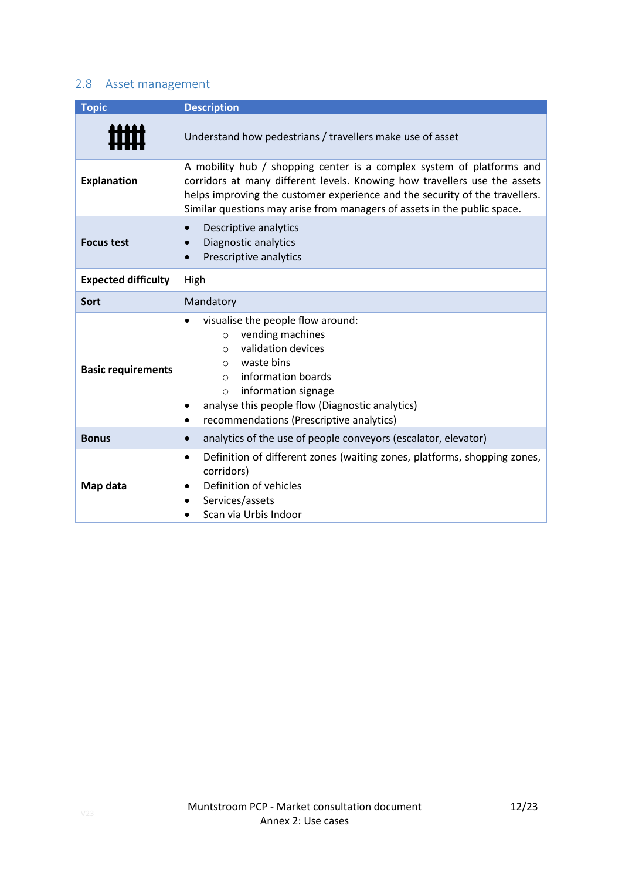## 2.8 Asset management

| Topic | Description |
|---|---|
| | Understand how pedestrians / travellers make use of asset |
| **Explanation** | A mobility hub / shopping center is a complex system of platforms and corridors at many different levels. Knowing how travellers use the assets helps improving the customer experience and the security of the travellers. Similar questions may arise from managers of assets in the public space. |
| **Focus test** | • Descriptive analytics<br>• Diagnostic analytics<br>• Prescriptive analytics |
| **Expected difficulty** | High |
| **Sort** | Mandatory |
| **Basic requirements** | • visualise the people flow around:<br>  ○ vending machines<br>  ○ validation devices<br>  ○ waste bins<br>  ○ information boards<br>  ○ information signage<br>• analyse this people flow (Diagnostic analytics)<br>• recommendations (Prescriptive analytics) |
| **Bonus** | • analytics of the use of people conveyors (escalator, elevator) |
| **Map data** | • Definition of different zones (waiting zones, platforms, shopping zones, corridors)<br>• Definition of vehicles<br>• Services/assets<br>• Scan via Urbis Indoor |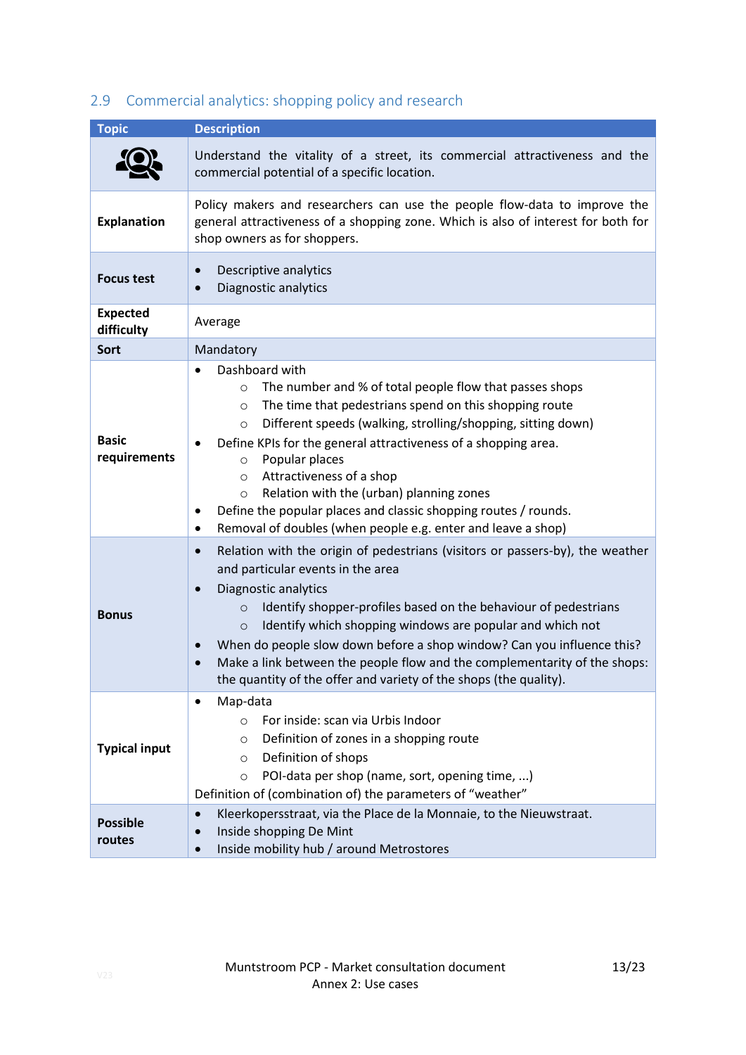## 2.9 Commercial analytics: shopping policy and research

| Topic | Description |
|---|---|
| | Understand the vitality of a street, its commercial attractiveness and the commercial potential of a specific location. |
| **Explanation** | Policy makers and researchers can use the people flow-data to improve the general attractiveness of a shopping zone. Which is also of interest for both for shop owners as for shoppers. |
| **Focus test** | • Descriptive analytics<br>• Diagnostic analytics |
| **Expected difficulty** | Average |
| **Sort** | Mandatory |
| **Basic requirements** | • Dashboard with<br>  ○ The number and % of total people flow that passes shops<br>  ○ The time that pedestrians spend on this shopping route<br>  ○ Different speeds (walking, strolling/shopping, sitting down)<br>• Define KPIs for the general attractiveness of a shopping area.<br>  ○ Popular places<br>  ○ Attractiveness of a shop<br>  ○ Relation with the (urban) planning zones<br>• Define the popular places and classic shopping routes / rounds.<br>• Removal of doubles (when people e.g. enter and leave a shop) |
| **Bonus** | • Relation with the origin of pedestrians (visitors or passers-by), the weather and particular events in the area<br>• Diagnostic analytics<br>  ○ Identify shopper-profiles based on the behaviour of pedestrians<br>  ○ Identify which shopping windows are popular and which not<br>• When do people slow down before a shop window? Can you influence this?<br>• Make a link between the people flow and the complementarity of the shops: the quantity of the offer and variety of the shops (the quality). |
| **Typical input** | • Map-data<br>  ○ For inside: scan via Urbis Indoor<br>  ○ Definition of zones in a shopping route<br>  ○ Definition of shops<br>  ○ POI-data per shop (name, sort, opening time, ...)<br>Definition of (combination of) the parameters of "weather" |
| **Possible routes** | • Kleerkopersstraat, via the Place de la Monnaie, to the Nieuwstraat.<br>• Inside shopping De Mint<br>• Inside mobility hub / around Metrostores |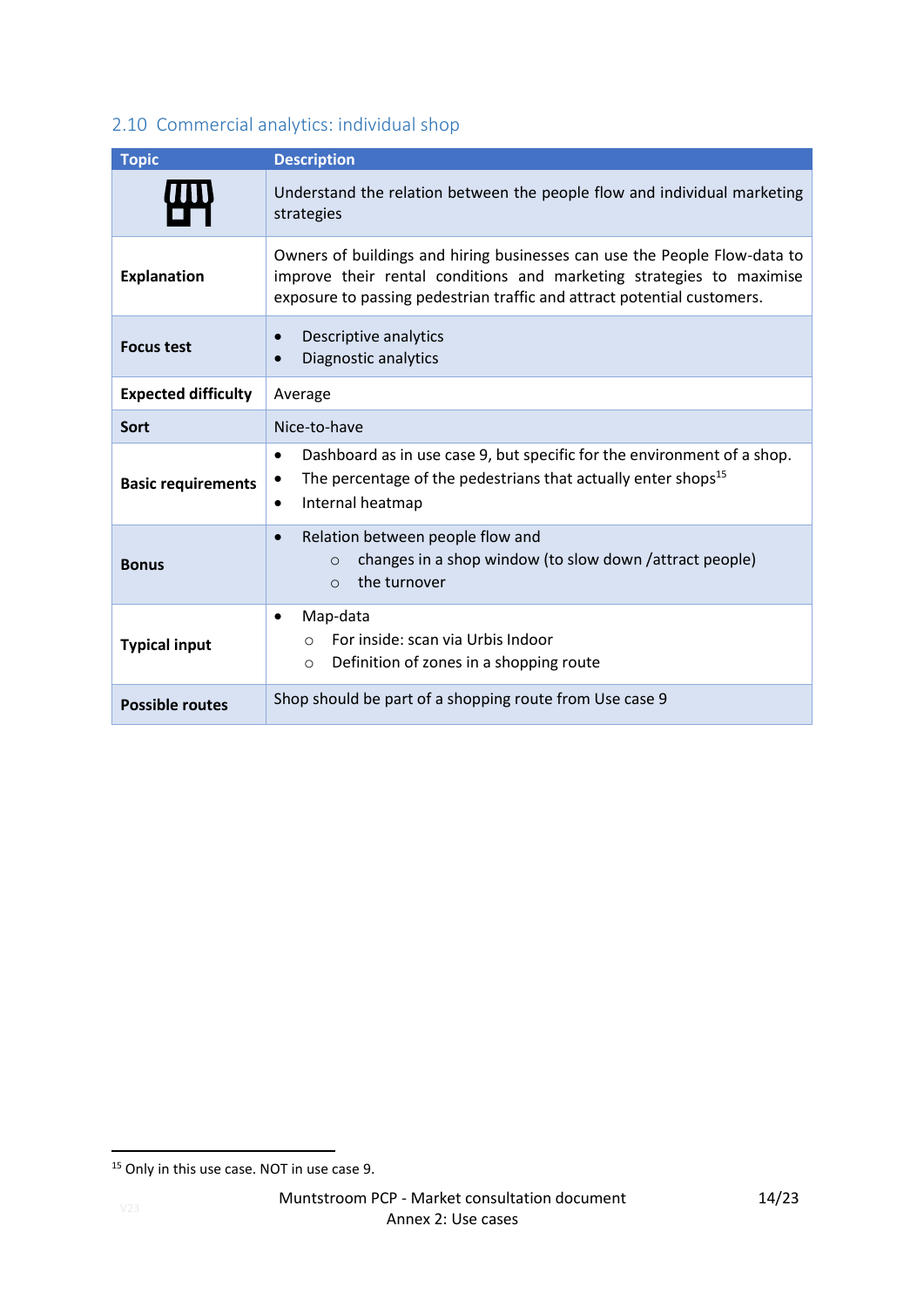## 2.10 Commercial analytics: individual shop

| Topic | Description |
|---|---|
| | Understand the relation between the people flow and individual marketing strategies |
| **Explanation** | Owners of buildings and hiring businesses can use the People Flow-data to improve their rental conditions and marketing strategies to maximise exposure to passing pedestrian traffic and attract potential customers. |
| **Focus test** | • Descriptive analytics<br>• Diagnostic analytics |
| **Expected difficulty** | Average |
| **Sort** | Nice-to-have |
| **Basic requirements** | • Dashboard as in use case 9, but specific for the environment of a shop.<br>• The percentage of the pedestrians that actually enter shops[15]<br>• Internal heatmap |
| **Bonus** | • Relation between people flow and<br>  ○ changes in a shop window (to slow down /attract people)<br>  ○ the turnover |
| **Typical input** | • Map-data<br>  ○ For inside: scan via Urbis Indoor<br>  ○ Definition of zones in a shopping route |
| **Possible routes** | Shop should be part of a shopping route from Use case 9 |

[15] Only in this use case. NOT in use case 9.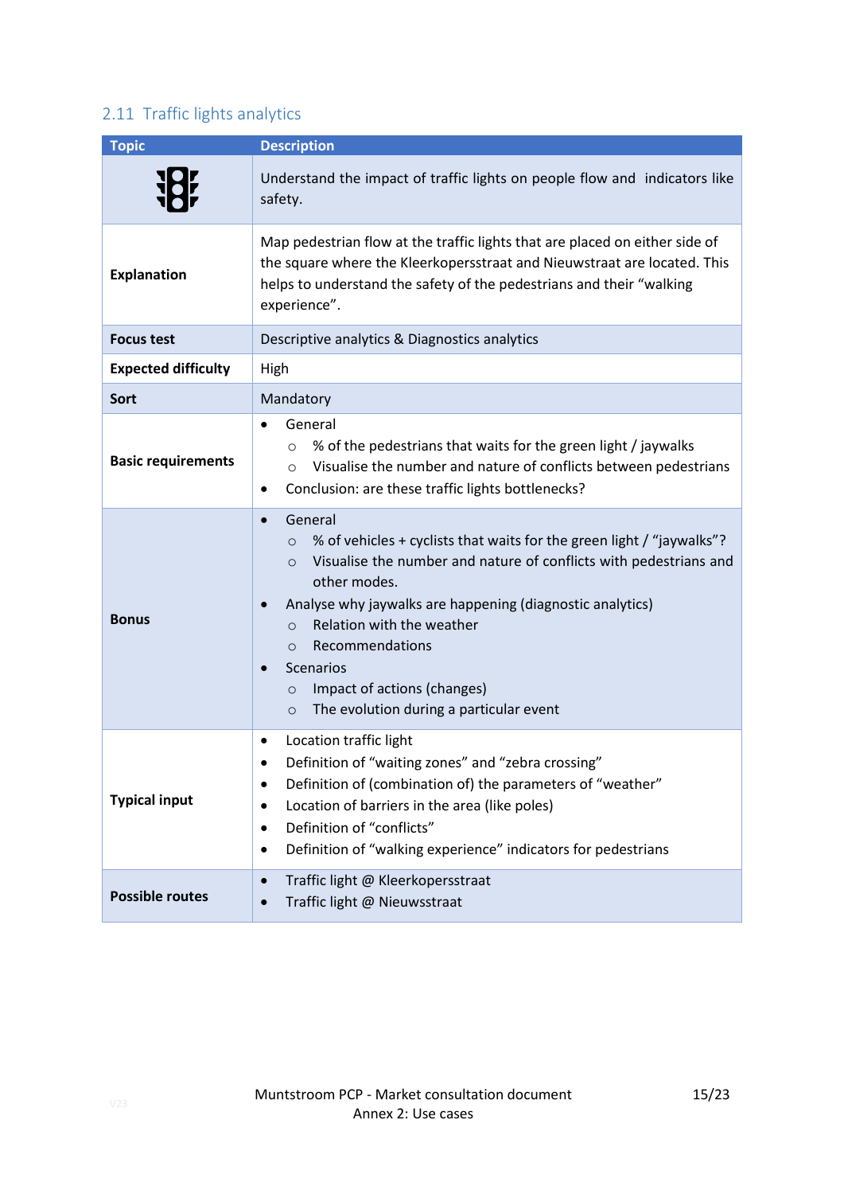## 2.11 Traffic lights analytics

| Topic | Description |
|---|---|
| | Understand the impact of traffic lights on people flow and indicators like safety. |
| **Explanation** | Map pedestrian flow at the traffic lights that are placed on either side of the square where the Kleerkopersstraat and Nieuwstraat are located. This helps to understand the safety of the pedestrians and their "walking experience". |
| **Focus test** | Descriptive analytics & Diagnostics analytics |
| **Expected difficulty** | High |
| **Sort** | Mandatory |
| **Basic requirements** | • General<br>  ○ % of the pedestrians that waits for the green light / jaywalks<br>  ○ Visualise the number and nature of conflicts between pedestrians<br>• Conclusion: are these traffic lights bottlenecks? |
| **Bonus** | • General<br>  ○ % of vehicles + cyclists that waits for the green light / "jaywalks"?<br>  ○ Visualise the number and nature of conflicts with pedestrians and other modes.<br>• Analyse why jaywalks are happening (diagnostic analytics)<br>  ○ Relation with the weather<br>  ○ Recommendations<br>• Scenarios<br>  ○ Impact of actions (changes)<br>  ○ The evolution during a particular event |
| **Typical input** | • Location traffic light<br>• Definition of "waiting zones" and "zebra crossing"<br>• Definition of (combination of) the parameters of "weather"<br>• Location of barriers in the area (like poles)<br>• Definition of "conflicts"<br>• Definition of "walking experience" indicators for pedestrians |
| **Possible routes** | • Traffic light @ Kleerkopersstraat<br>• Traffic light @ Nieuwsstraat |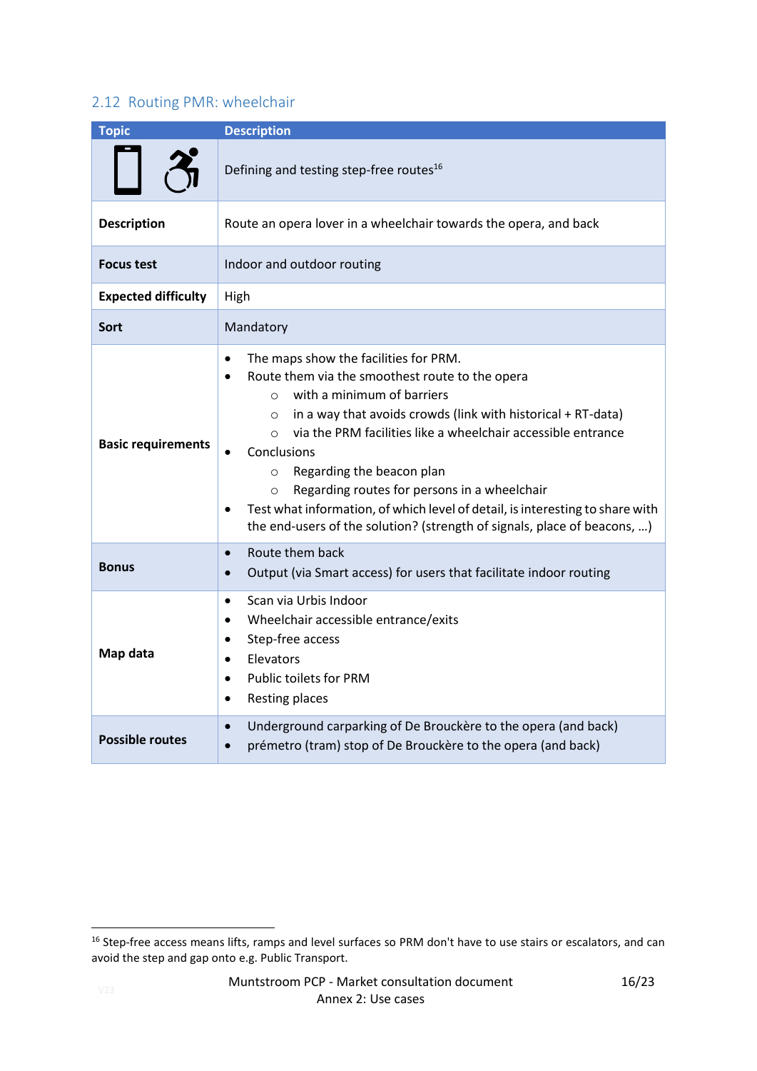## 2.12 Routing PMR: wheelchair

| Topic | Description |
|---|---|
| | Defining and testing step-free routes[16] |
| **Description** | Route an opera lover in a wheelchair towards the opera, and back |
| **Focus test** | Indoor and outdoor routing |
| **Expected difficulty** | High |
| **Sort** | Mandatory |
| **Basic requirements** | • The maps show the facilities for PRM.<br>• Route them via the smoothest route to the opera<br>    ○ with a minimum of barriers<br>    ○ in a way that avoids crowds (link with historical + RT-data)<br>    ○ via the PRM facilities like a wheelchair accessible entrance<br>• Conclusions<br>    ○ Regarding the beacon plan<br>    ○ Regarding routes for persons in a wheelchair<br>• Test what information, of which level of detail, is interesting to share with the end-users of the solution? (strength of signals, place of beacons, …) |
| **Bonus** | • Route them back<br>• Output (via Smart access) for users that facilitate indoor routing |
| **Map data** | • Scan via Urbis Indoor<br>• Wheelchair accessible entrance/exits<br>• Step-free access<br>• Elevators<br>• Public toilets for PRM<br>• Resting places |
| **Possible routes** | • Underground carparking of De Brouckère to the opera (and back)<br>• prémetro (tram) stop of De Brouckère to the opera (and back) |

[16] Step-free access means lifts, ramps and level surfaces so PRM don't have to use stairs or escalators, and can avoid the step and gap onto e.g. Public Transport.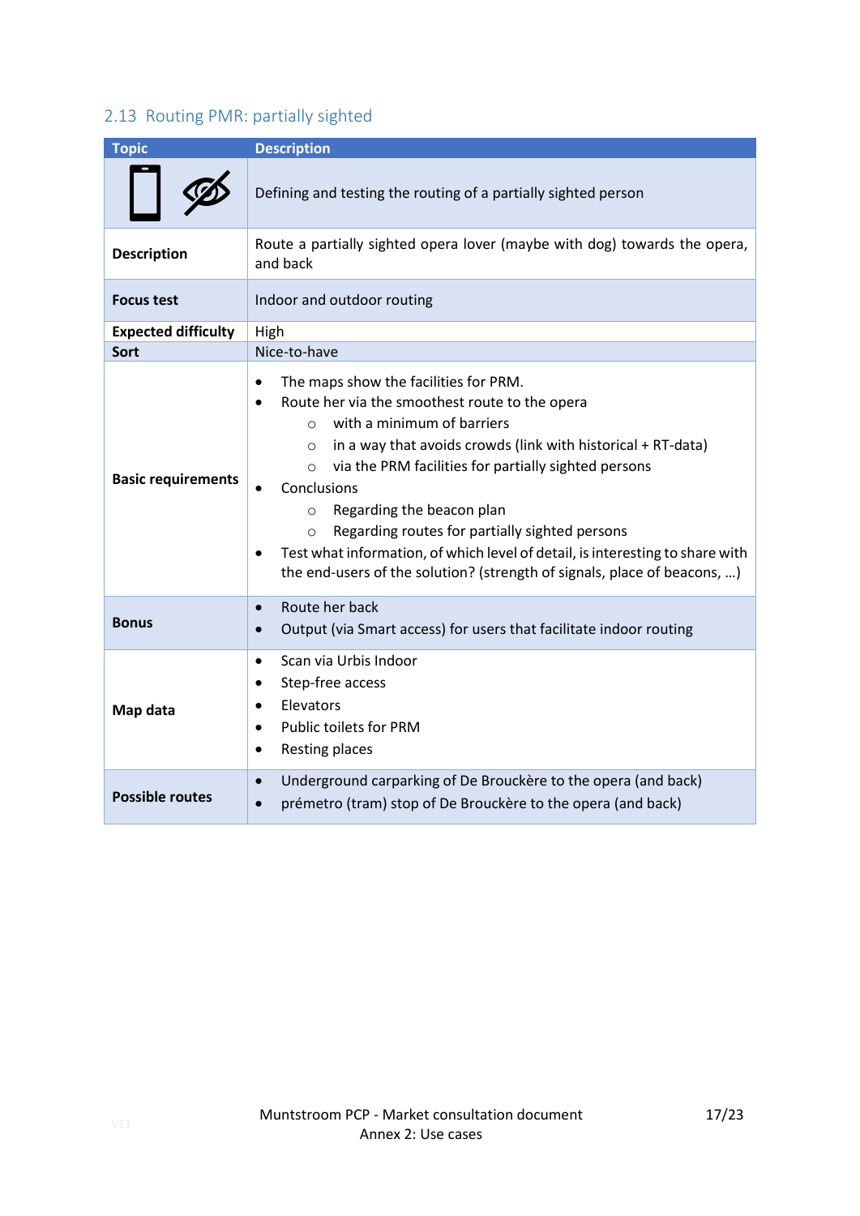## 2.13 Routing PMR: partially sighted

| Topic | Description |
|---|---|
| | Defining and testing the routing of a partially sighted person |
| **Description** | Route a partially sighted opera lover (maybe with dog) towards the opera, and back |
| **Focus test** | Indoor and outdoor routing |
| **Expected difficulty** | High |
| **Sort** | Nice-to-have |
| **Basic requirements** | • The maps show the facilities for PRM.<br>• Route her via the smoothest route to the opera<br>&nbsp;&nbsp;&nbsp;&nbsp;○ with a minimum of barriers<br>&nbsp;&nbsp;&nbsp;&nbsp;○ in a way that avoids crowds (link with historical + RT-data)<br>&nbsp;&nbsp;&nbsp;&nbsp;○ via the PRM facilities for partially sighted persons<br>• Conclusions<br>&nbsp;&nbsp;&nbsp;&nbsp;○ Regarding the beacon plan<br>&nbsp;&nbsp;&nbsp;&nbsp;○ Regarding routes for partially sighted persons<br>• Test what information, of which level of detail, is interesting to share with the end-users of the solution? (strength of signals, place of beacons, …) |
| **Bonus** | • Route her back<br>• Output (via Smart access) for users that facilitate indoor routing |
| **Map data** | • Scan via Urbis Indoor<br>• Step-free access<br>• Elevators<br>• Public toilets for PRM<br>• Resting places |
| **Possible routes** | • Underground carparking of De Brouckère to the opera (and back)<br>• prémetro (tram) stop of De Brouckère to the opera (and back) |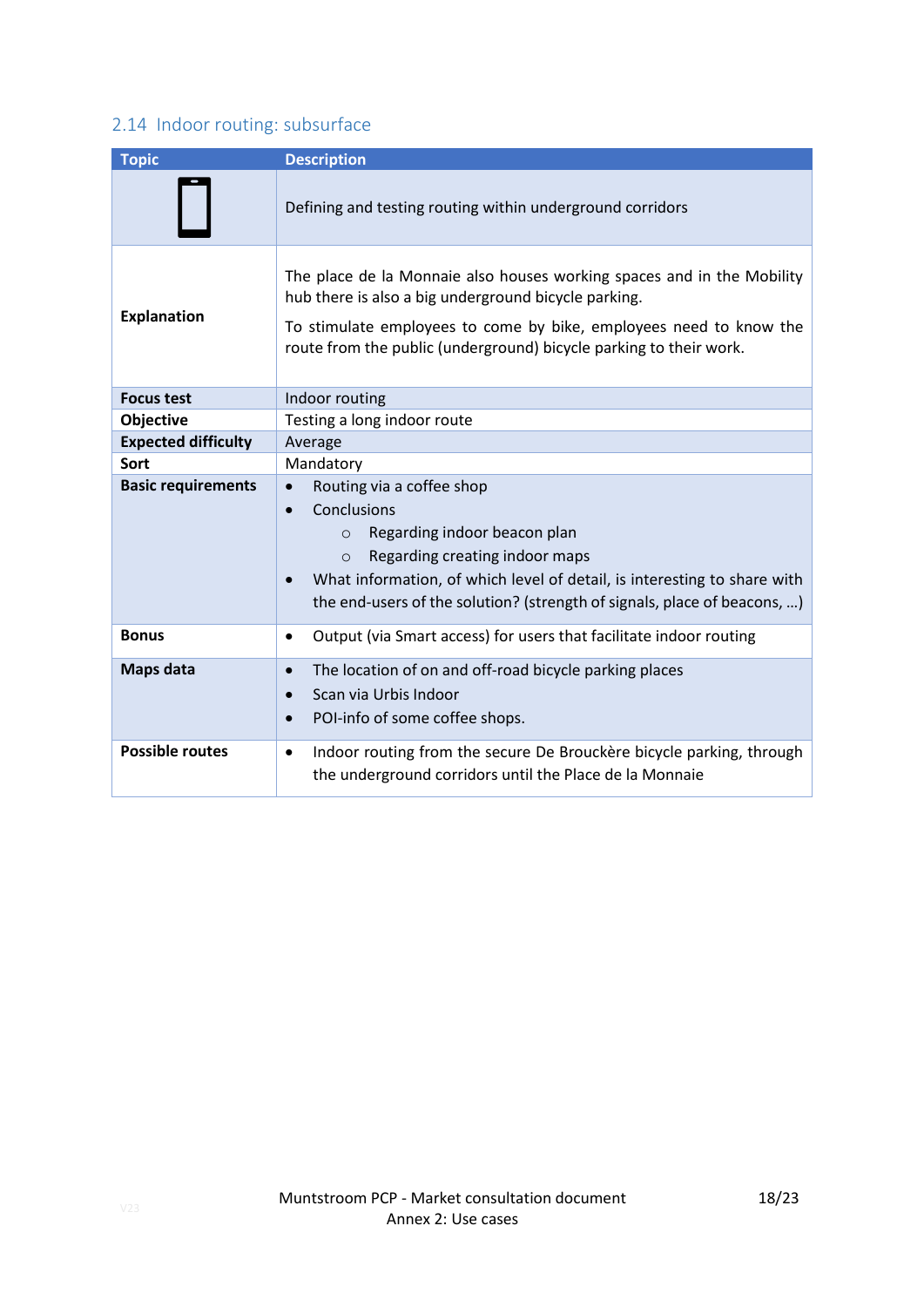## 2.14 Indoor routing: subsurface

| Topic | Description |
| --- | --- |
| | Defining and testing routing within underground corridors |
| **Explanation** | The place de la Monnaie also houses working spaces and in the Mobility hub there is also a big underground bicycle parking.<br><br>To stimulate employees to come by bike, employees need to know the route from the public (underground) bicycle parking to their work. |
| **Focus test** | Indoor routing |
| **Objective** | Testing a long indoor route |
| **Expected difficulty** | Average |
| **Sort** | Mandatory |
| **Basic requirements** | • Routing via a coffee shop<br>• Conclusions<br>  ○ Regarding indoor beacon plan<br>  ○ Regarding creating indoor maps<br>• What information, of which level of detail, is interesting to share with the end-users of the solution? (strength of signals, place of beacons, …) |
| **Bonus** | • Output (via Smart access) for users that facilitate indoor routing |
| **Maps data** | • The location of on and off-road bicycle parking places<br>• Scan via Urbis Indoor<br>• POI-info of some coffee shops. |
| **Possible routes** | • Indoor routing from the secure De Brouckère bicycle parking, through the underground corridors until the Place de la Monnaie |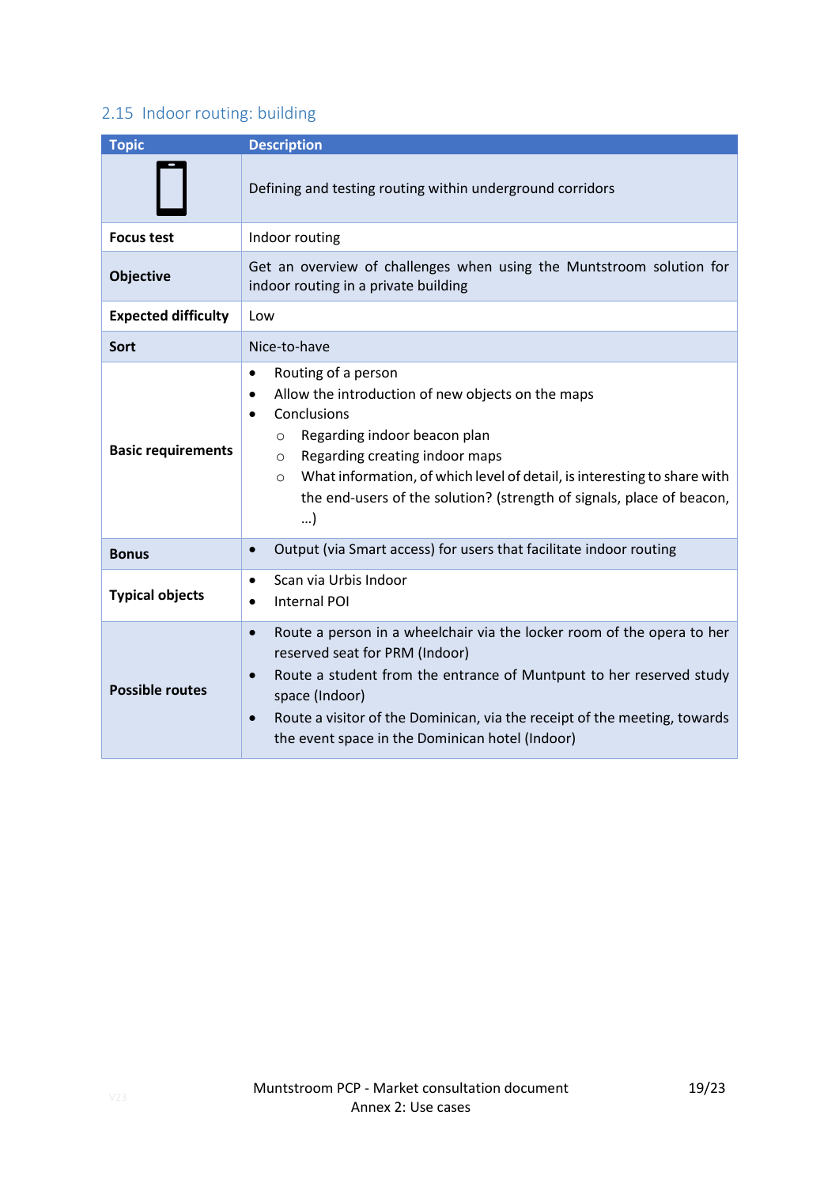## 2.15 Indoor routing: building

| Topic | Description |
| --- | --- |
| | Defining and testing routing within underground corridors |
| **Focus test** | Indoor routing |
| **Objective** | Get an overview of challenges when using the Muntstroom solution for indoor routing in a private building |
| **Expected difficulty** | Low |
| **Sort** | Nice-to-have |
| **Basic requirements** | • Routing of a person<br>• Allow the introduction of new objects on the maps<br>• Conclusions<br>  ○ Regarding indoor beacon plan<br>  ○ Regarding creating indoor maps<br>  ○ What information, of which level of detail, is interesting to share with the end-users of the solution? (strength of signals, place of beacon, …) |
| **Bonus** | • Output (via Smart access) for users that facilitate indoor routing |
| **Typical objects** | • Scan via Urbis Indoor<br>• Internal POI |
| **Possible routes** | • Route a person in a wheelchair via the locker room of the opera to her reserved seat for PRM (Indoor)<br>• Route a student from the entrance of Muntpunt to her reserved study space (Indoor)<br>• Route a visitor of the Dominican, via the receipt of the meeting, towards the event space in the Dominican hotel (Indoor) |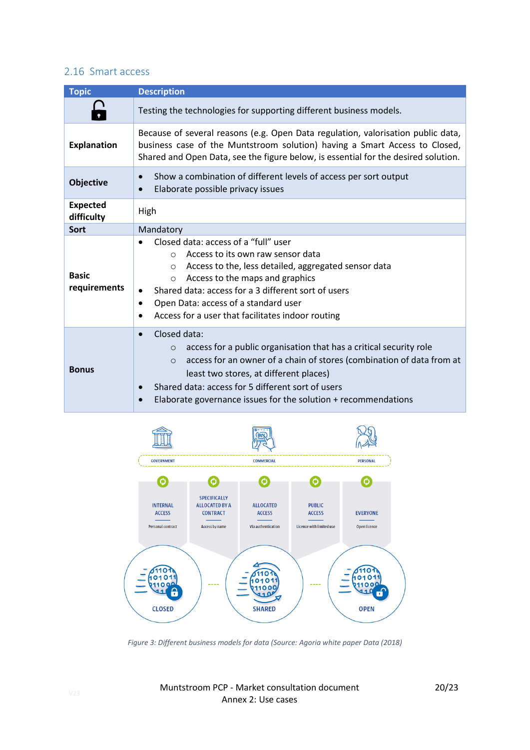## 2.16 Smart access

| Topic | Description |
|---|---|
| | Testing the technologies for supporting different business models. |
| **Explanation** | Because of several reasons (e.g. Open Data regulation, valorisation public data, business case of the Muntstroom solution) having a Smart Access to Closed, Shared and Open Data, see the figure below, is essential for the desired solution. |
| **Objective** | • Show a combination of different levels of access per sort output<br>• Elaborate possible privacy issues |
| **Expected difficulty** | High |
| **Sort** | Mandatory |
| **Basic requirements** | • Closed data: access of a "full" user<br>  ○ Access to its own raw sensor data<br>  ○ Access to the, less detailed, aggregated sensor data<br>  ○ Access to the maps and graphics<br>• Shared data: access for a 3 different sort of users<br>• Open Data: access of a standard user<br>• Access for a user that facilitates indoor routing |
| **Bonus** | • Closed data:<br>  ○ access for a public organisation that has a critical security role<br>  ○ access for an owner of a chain of stores (combination of data from at least two stores, at different places)<br>• Shared data: access for 5 different sort of users<br>• Elaborate governance issues for the solution + recommendations |

*Figure 3: Different business models for data (Source: Agoria white paper Data (2018)*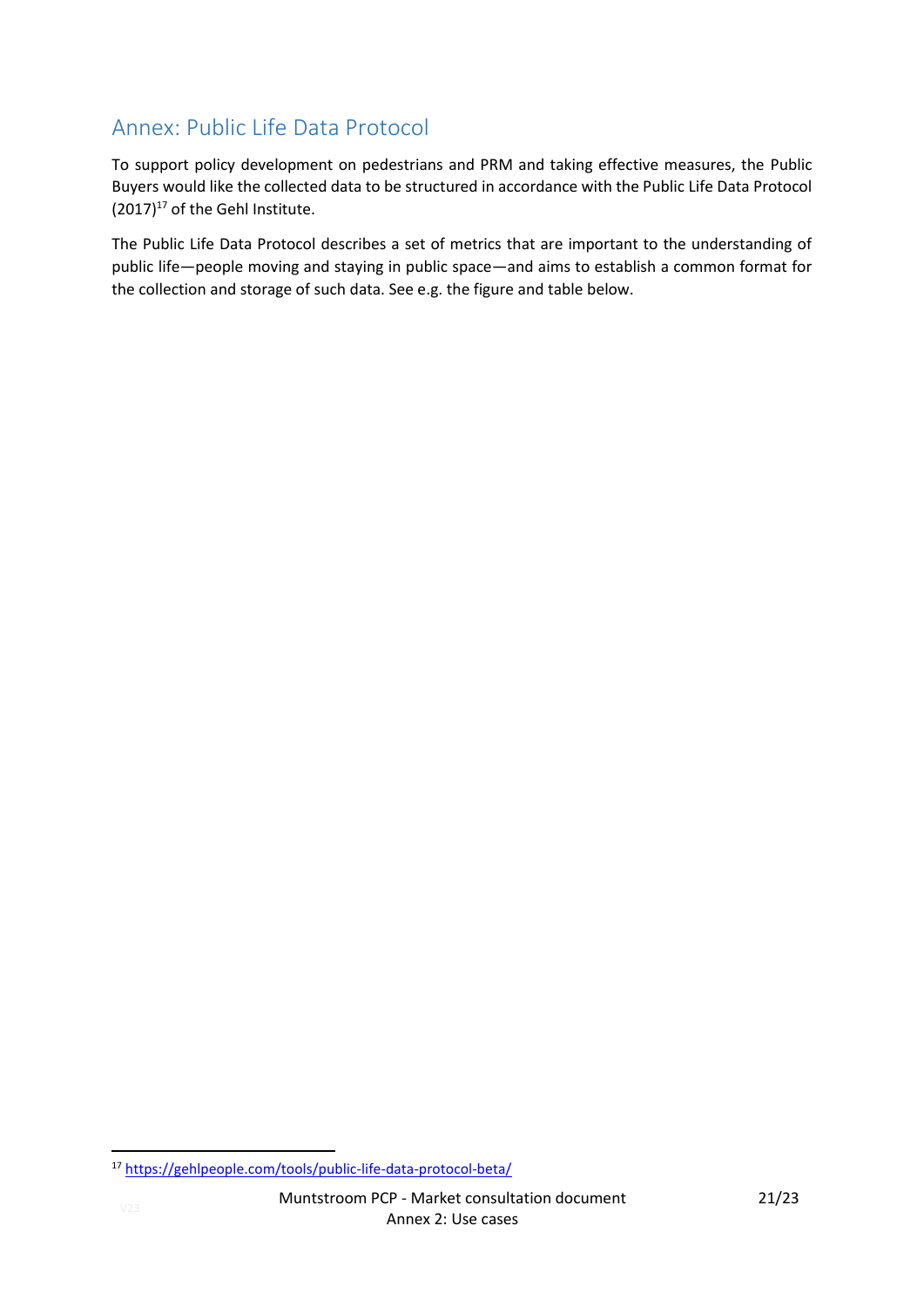## Annex: Public Life Data Protocol

To support policy development on pedestrians and PRM and taking effective measures, the Public Buyers would like the collected data to be structured in accordance with the Public Life Data Protocol (2017)[17] of the Gehl Institute.

The Public Life Data Protocol describes a set of metrics that are important to the understanding of public life—people moving and staying in public space—and aims to establish a common format for the collection and storage of such data. See e.g. the figure and table below.

[17] https://gehlpeople.com/tools/public-life-data-protocol-beta/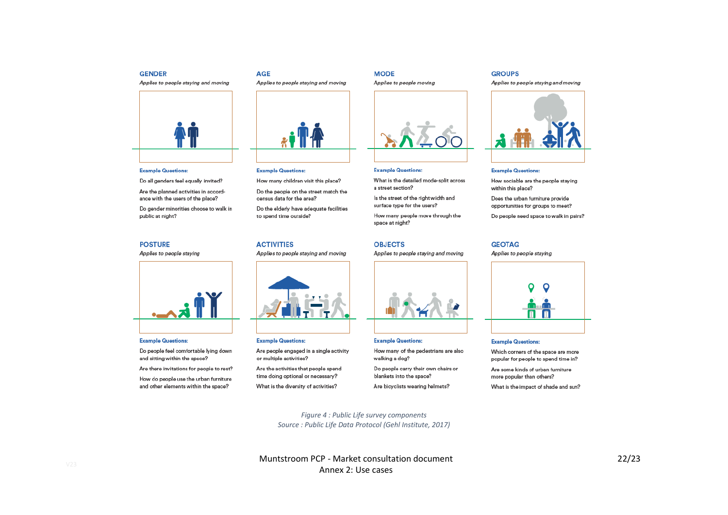### GENDER

*Applies to people staying and moving*

**Example Questions:**

Do all genders feel equally invited?

Are the planned activities in accordance with the users of the place?

Do gender minorities choose to walk in public at night?

### AGE

*Applies to people staying and moving*

**Example Questions:**

How many children visit this place?

Do the people on the street match the census data for the area?

Do the elderly have adequate facilities to spend time outside?

### MODE

*Applies to people moving*

**Example Questions:**

What is the detailed mode-split across a street section?

Is the street of the right width and surface type for the users?

How many people move through the space at night?

### GROUPS

*Applies to people staying and moving*

**Example Questions:**

How sociable are the people staying within this place?

Does the urban furniture provide opportunities for groups to meet?

Do people need space to walk in pairs?

### POSTURE

*Applies to people staying*

**Example Questions:**

Do people feel comfortable lying down and sitting within the space?

Are there invitations for people to rest?

How do people use the urban furniture and other elements within the space?

### ACTIVITIES

*Applies to people staying and moving*

**Example Questions:**

Are people engaged in a single activity or multiple activities?

Are the activities that people spend time doing optional or necessary?

What is the diversity of activities?

### OBJECTS

*Applies to people staying and moving*

**Example Questions:**

How many of the pedestrians are also walking a dog?

Do people carry their own chairs or blankets into the space?

Are bicyclists wearing helmets?

### GEOTAG

*Applies to people staying*

**Example Questions:**

Which corners of the space are more popular for people to spend time in?

Are some kinds of urban furniture more popular than others?

What is the impact of shade and sun?

*Figure 4 : Public Life survey components*

*Source : Public Life Data Protocol (Gehl Institute, 2017)*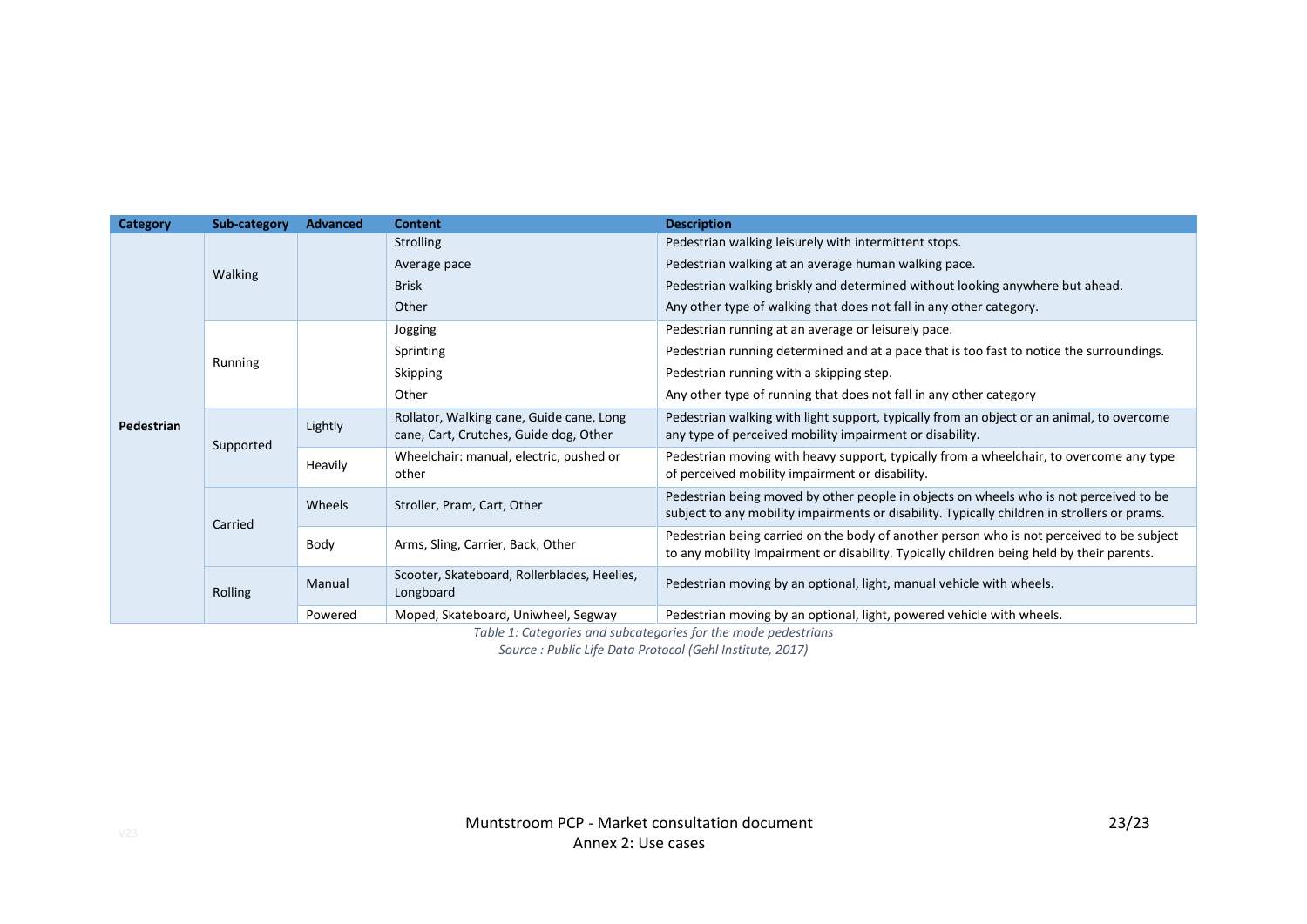| Category | Sub-category | Advanced | Content | Description |
|---|---|---|---|---|
| Pedestrian | Walking | | Strolling | Pedestrian walking leisurely with intermittent stops. |
| | | | Average pace | Pedestrian walking at an average human walking pace. |
| | | | Brisk | Pedestrian walking briskly and determined without looking anywhere but ahead. |
| | | | Other | Any other type of walking that does not fall in any other category. |
| | Running | | Jogging | Pedestrian running at an average or leisurely pace. |
| | | | Sprinting | Pedestrian running determined and at a pace that is too fast to notice the surroundings. |
| | | | Skipping | Pedestrian running with a skipping step. |
| | | | Other | Any other type of running that does not fall in any other category |
| | Supported | Lightly | Rollator, Walking cane, Guide cane, Long cane, Cart, Crutches, Guide dog, Other | Pedestrian walking with light support, typically from an object or an animal, to overcome any type of perceived mobility impairment or disability. |
| | | Heavily | Wheelchair: manual, electric, pushed or other | Pedestrian moving with heavy support, typically from a wheelchair, to overcome any type of perceived mobility impairment or disability. |
| | Carried | Wheels | Stroller, Pram, Cart, Other | Pedestrian being moved by other people in objects on wheels who is not perceived to be subject to any mobility impairments or disability. Typically children in strollers or prams. |
| | | Body | Arms, Sling, Carrier, Back, Other | Pedestrian being carried on the body of another person who is not perceived to be subject to any mobility impairment or disability. Typically children being held by their parents. |
| | Rolling | Manual | Scooter, Skateboard, Rollerblades, Heelies, Longboard | Pedestrian moving by an optional, light, manual vehicle with wheels. |
| | | Powered | Moped, Skateboard, Uniwheel, Segway | Pedestrian moving by an optional, light, powered vehicle with wheels. |

*Table 1: Categories and subcategories for the mode pedestrians*
*Source : Public Life Data Protocol (Gehl Institute, 2017)*